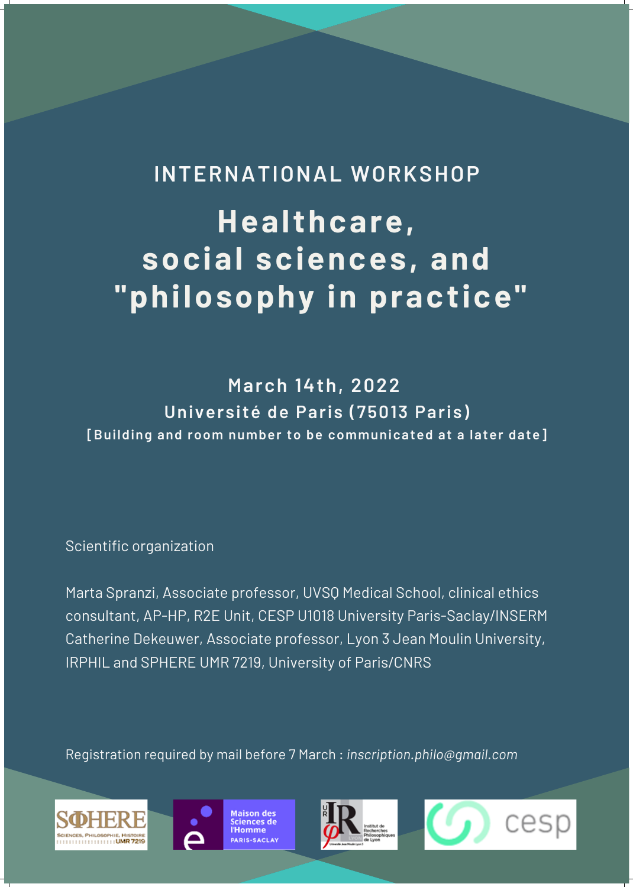INTERNATIONAL WORKSHOP

# Healthcare, social sciences, and "philosophy in practice"

**March 14th, 2022**

**Université de Paris (75013 Paris)**

**[Building and room number to be communicated at a later date]**

Scientific organization

Marta Spranzi, Associate professor, UVSQ Medical School, clinical ethics consultant, AP-HP, R2E Unit, CESP U1018 University Paris-Saclay/INSERM
Catherine Dekeuwer, Associate professor, Lyon 3 Jean Moulin University, IRPHIL and SPHERE UMR 7219, University of Paris/CNRS

Registration required by mail before 7 March : *inscription.philo@gmail.com*

SPHERE – Sciences, Philosophie, Histoire – UMR 7219

Maison des Sciences de l'Homme PARIS-SACLAY

IRPHIL – Institut de Recherches Philosophiques de Lyon – Université Jean Moulin Lyon 3

cesp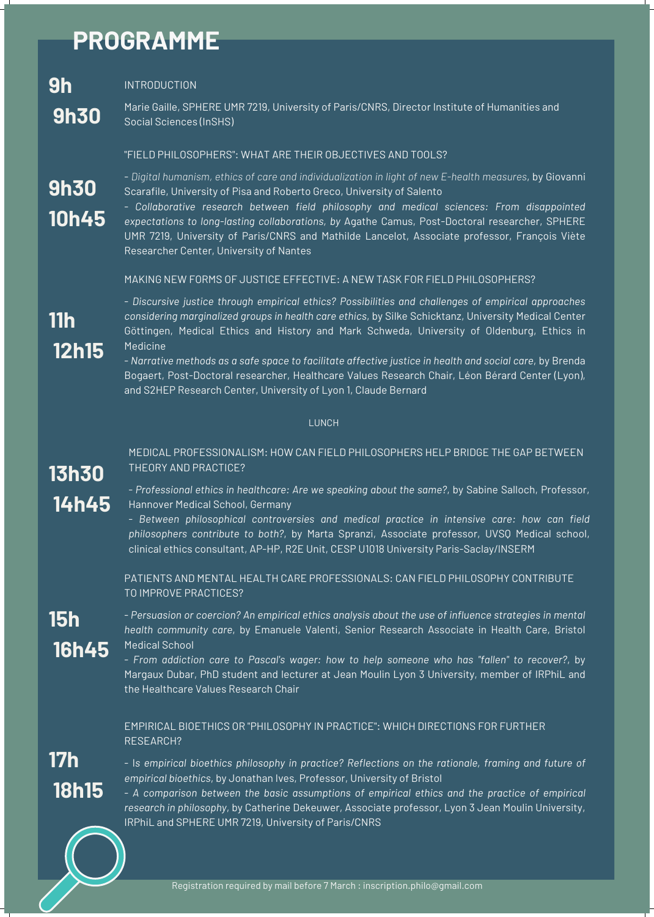# PROGRAMME

**9h – 9h30**

INTRODUCTION

Marie Gaille, SPHERE UMR 7219, University of Paris/CNRS, Director Institute of Humanities and Social Sciences (InSHS)

**9h30 – 10h45**

"FIELD PHILOSOPHERS": WHAT ARE THEIR OBJECTIVES AND TOOLS?

- *Digital humanism, ethics of care and individualization in light of new E-health measures*, by Giovanni Scarafile, University of Pisa and Roberto Greco, University of Salento
- *Collaborative research between field philosophy and medical sciences: From disappointed expectations to long-lasting collaborations, by* Agathe Camus, Post-Doctoral researcher, SPHERE UMR 7219, University of Paris/CNRS and Mathilde Lancelot, Associate professor, François Viète Researcher Center, University of Nantes

**11h – 12h15**

MAKING NEW FORMS OF JUSTICE EFFECTIVE: A NEW TASK FOR FIELD PHILOSOPHERS?

- *Discursive justice through empirical ethics? Possibilities and challenges of empirical approaches considering marginalized groups in health care ethics*, by Silke Schicktanz, University Medical Center Göttingen, Medical Ethics and History and Mark Schweda, University of Oldenburg, Ethics in Medicine
- *Narrative methods as a safe space to facilitate affective justice in health and social care*, by Brenda Bogaert, Post-Doctoral researcher, Healthcare Values Research Chair, Léon Bérard Center (Lyon), and S2HEP Research Center, University of Lyon 1, Claude Bernard

LUNCH

**13h30 – 14h45**

MEDICAL PROFESSIONALISM: HOW CAN FIELD PHILOSOPHERS HELP BRIDGE THE GAP BETWEEN THEORY AND PRACTICE?

- *Professional ethics in healthcare: Are we speaking about the same?*, by Sabine Salloch, Professor, Hannover Medical School, Germany
- *Between philosophical controversies and medical practice in intensive care: how can field philosophers contribute to both?*, by Marta Spranzi, Associate professor, UVSQ Medical school, clinical ethics consultant, AP-HP, R2E Unit, CESP U1018 University Paris-Saclay/INSERM

**15h – 16h45**

PATIENTS AND MENTAL HEALTH CARE PROFESSIONALS: CAN FIELD PHILOSOPHY CONTRIBUTE TO IMPROVE PRACTICES?

- *Persuasion or coercion? An empirical ethics analysis about the use of influence strategies in mental health community care*, by Emanuele Valenti, Senior Research Associate in Health Care, Bristol Medical School
- *From addiction care to Pascal's wager: how to help someone who has "fallen" to recover?*, by Margaux Dubar, PhD student and lecturer at Jean Moulin Lyon 3 University, member of IRPhiL and the Healthcare Values Research Chair

**17h – 18h15**

EMPIRICAL BIOETHICS OR "PHILOSOPHY IN PRACTICE": WHICH DIRECTIONS FOR FURTHER RESEARCH?

- Is *empirical bioethics philosophy in practice? Reflections on the rationale, framing and future of empirical bioethics*, by Jonathan Ives, Professor, University of Bristol
- *A comparison between the basic assumptions of empirical ethics and the practice of empirical research in philosophy*, by Catherine Dekeuwer, Associate professor, Lyon 3 Jean Moulin University, IRPhiL and SPHERE UMR 7219, University of Paris/CNRS

Registration required by mail before 7 March : inscription.philo@gmail.com